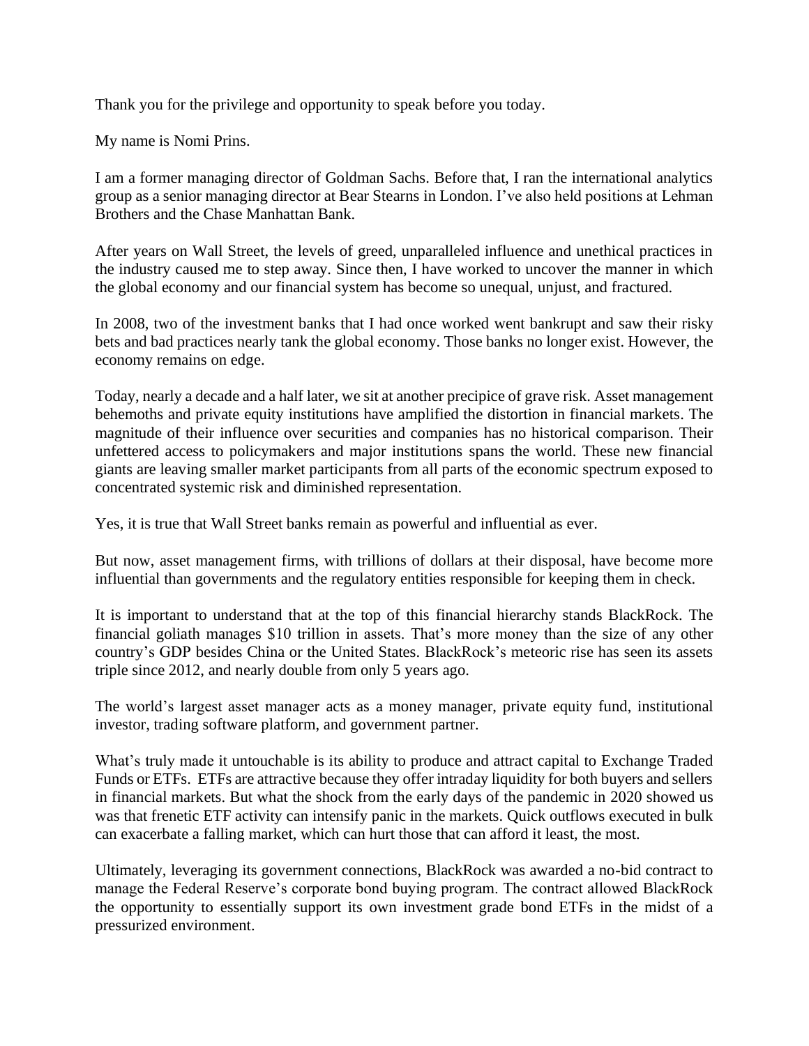Thank you for the privilege and opportunity to speak before you today.

My name is Nomi Prins.

I am a former managing director of Goldman Sachs. Before that, I ran the international analytics group as a senior managing director at Bear Stearns in London. I've also held positions at Lehman Brothers and the Chase Manhattan Bank.

After years on Wall Street, the levels of greed, unparalleled influence and unethical practices in the industry caused me to step away. Since then, I have worked to uncover the manner in which the global economy and our financial system has become so unequal, unjust, and fractured.

In 2008, two of the investment banks that I had once worked went bankrupt and saw their risky bets and bad practices nearly tank the global economy. Those banks no longer exist. However, the economy remains on edge.

Today, nearly a decade and a half later, we sit at another precipice of grave risk. Asset management behemoths and private equity institutions have amplified the distortion in financial markets. The magnitude of their influence over securities and companies has no historical comparison. Their unfettered access to policymakers and major institutions spans the world. These new financial giants are leaving smaller market participants from all parts of the economic spectrum exposed to concentrated systemic risk and diminished representation.

Yes, it is true that Wall Street banks remain as powerful and influential as ever.

But now, asset management firms, with trillions of dollars at their disposal, have become more influential than governments and the regulatory entities responsible for keeping them in check.

It is important to understand that at the top of this financial hierarchy stands BlackRock. The financial goliath manages $10 trillion in assets. That's more money than the size of any other country's GDP besides China or the United States. BlackRock's meteoric rise has seen its assets triple since 2012, and nearly double from only 5 years ago.

The world's largest asset manager acts as a money manager, private equity fund, institutional investor, trading software platform, and government partner.

What's truly made it untouchable is its ability to produce and attract capital to Exchange Traded Funds or ETFs. ETFs are attractive because they offer intraday liquidity for both buyers and sellers in financial markets. But what the shock from the early days of the pandemic in 2020 showed us was that frenetic ETF activity can intensify panic in the markets. Quick outflows executed in bulk can exacerbate a falling market, which can hurt those that can afford it least, the most.

Ultimately, leveraging its government connections, BlackRock was awarded a no-bid contract to manage the Federal Reserve's corporate bond buying program. The contract allowed BlackRock the opportunity to essentially support its own investment grade bond ETFs in the midst of a pressurized environment.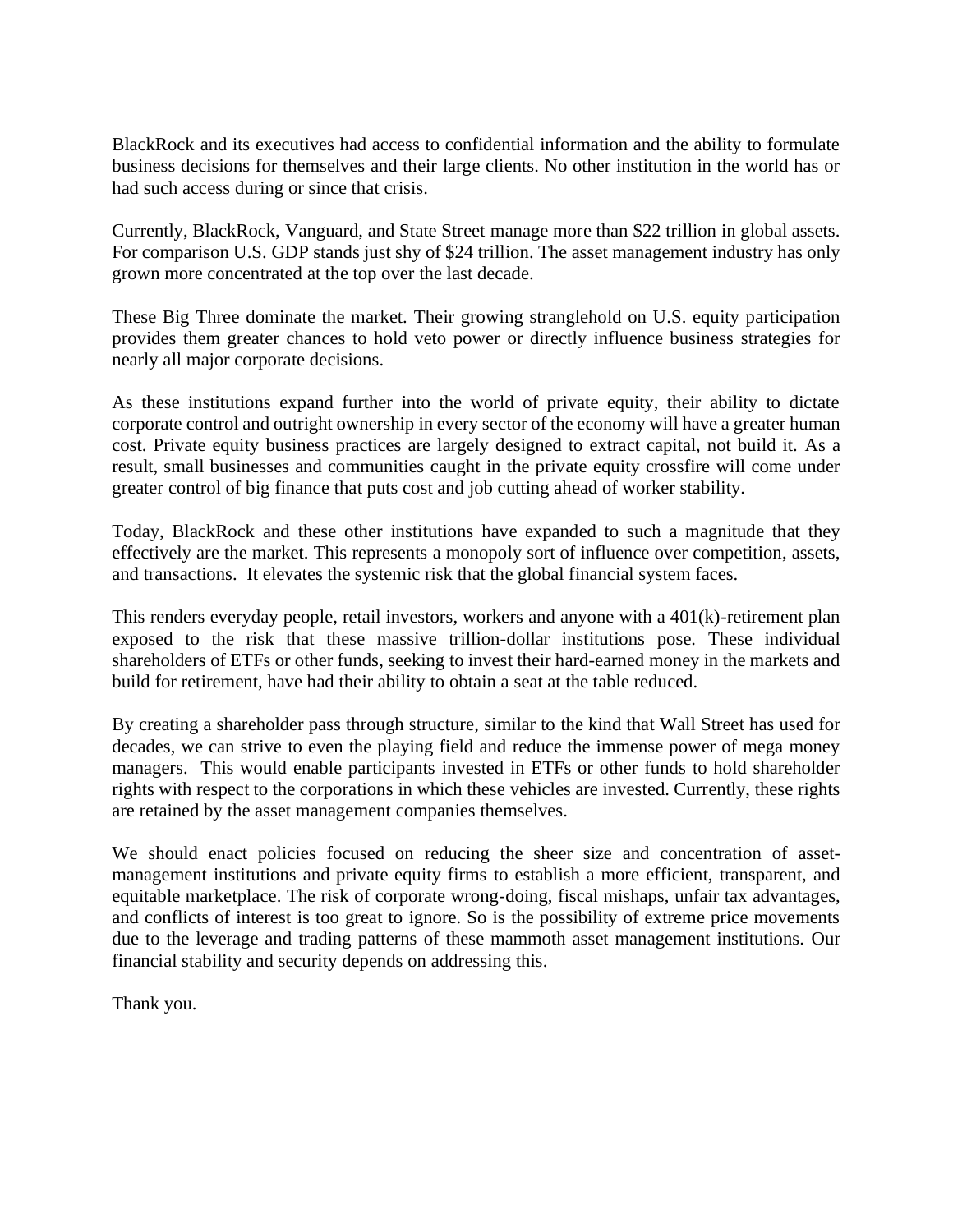BlackRock and its executives had access to confidential information and the ability to formulate business decisions for themselves and their large clients. No other institution in the world has or had such access during or since that crisis.

Currently, BlackRock, Vanguard, and State Street manage more than $22 trillion in global assets. For comparison U.S. GDP stands just shy of $24 trillion. The asset management industry has only grown more concentrated at the top over the last decade.

These Big Three dominate the market. Their growing stranglehold on U.S. equity participation provides them greater chances to hold veto power or directly influence business strategies for nearly all major corporate decisions.

As these institutions expand further into the world of private equity, their ability to dictate corporate control and outright ownership in every sector of the economy will have a greater human cost. Private equity business practices are largely designed to extract capital, not build it. As a result, small businesses and communities caught in the private equity crossfire will come under greater control of big finance that puts cost and job cutting ahead of worker stability.

Today, BlackRock and these other institutions have expanded to such a magnitude that they effectively are the market. This represents a monopoly sort of influence over competition, assets, and transactions. It elevates the systemic risk that the global financial system faces.

This renders everyday people, retail investors, workers and anyone with a 401(k)-retirement plan exposed to the risk that these massive trillion-dollar institutions pose. These individual shareholders of ETFs or other funds, seeking to invest their hard-earned money in the markets and build for retirement, have had their ability to obtain a seat at the table reduced.

By creating a shareholder pass through structure, similar to the kind that Wall Street has used for decades, we can strive to even the playing field and reduce the immense power of mega money managers. This would enable participants invested in ETFs or other funds to hold shareholder rights with respect to the corporations in which these vehicles are invested. Currently, these rights are retained by the asset management companies themselves.

We should enact policies focused on reducing the sheer size and concentration of asset-management institutions and private equity firms to establish a more efficient, transparent, and equitable marketplace. The risk of corporate wrong-doing, fiscal mishaps, unfair tax advantages, and conflicts of interest is too great to ignore. So is the possibility of extreme price movements due to the leverage and trading patterns of these mammoth asset management institutions. Our financial stability and security depends on addressing this.

Thank you.